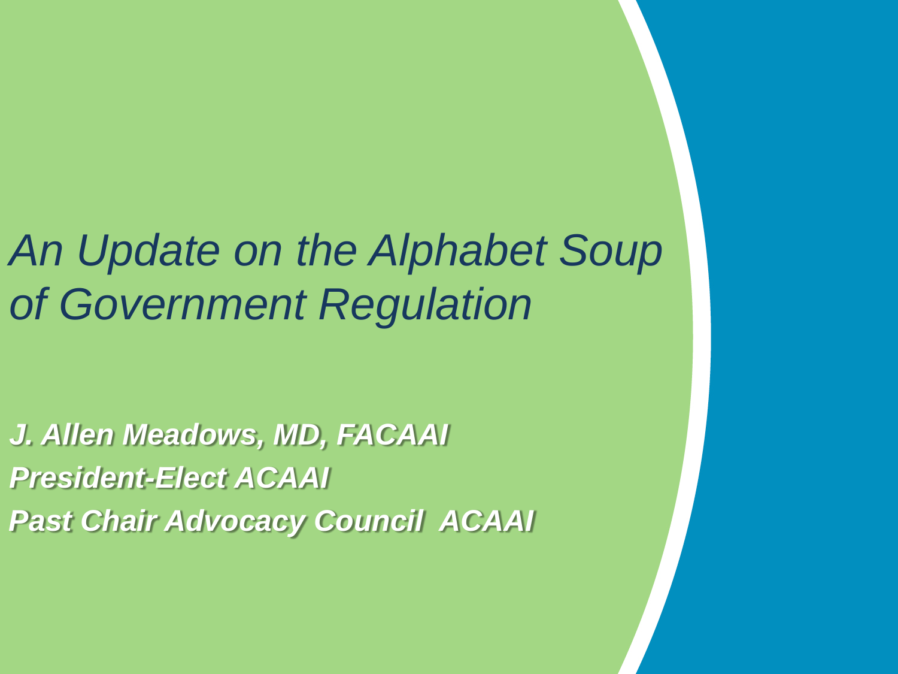# *An Update on the Alphabet Soup of Government Regulation*

***J. Allen Meadows, MD, FACAAI***

***President-Elect ACAAI***

***Past Chair Advocacy Council ACAAI***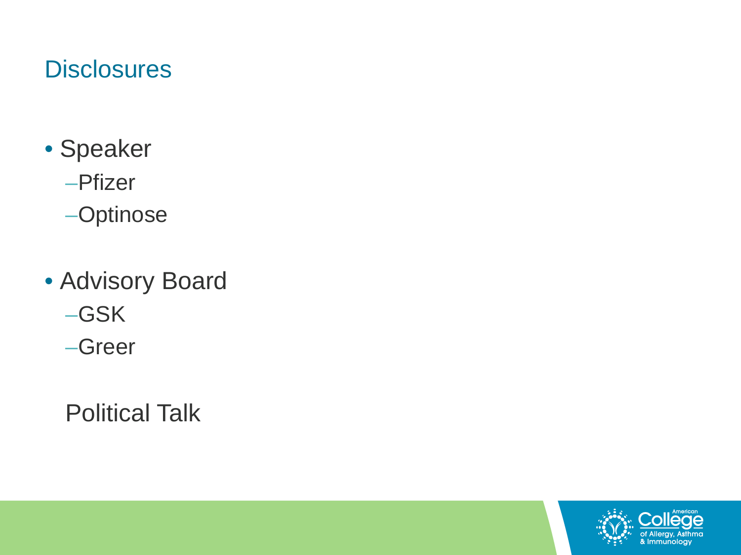## Disclosures

- Speaker
  - Pfizer
  - Optinose
- Advisory Board
  - GSK
  - Greer

Political Talk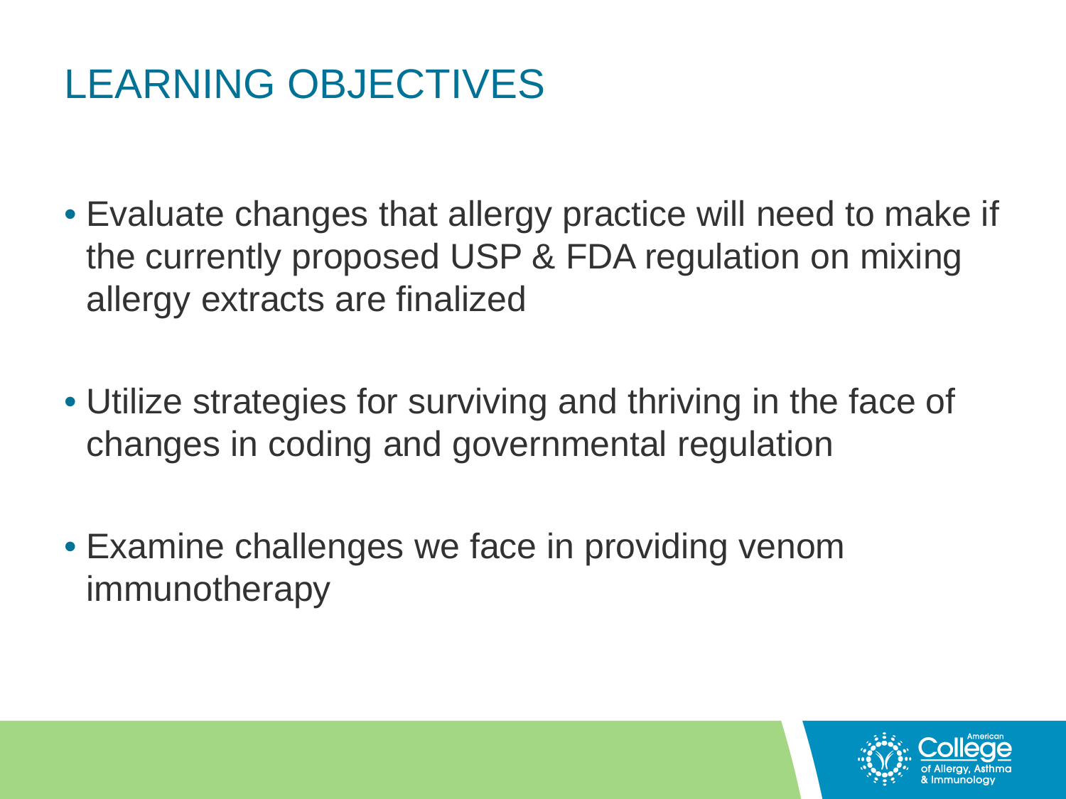# LEARNING OBJECTIVES

- Evaluate changes that allergy practice will need to make if the currently proposed USP & FDA regulation on mixing allergy extracts are finalized
- Utilize strategies for surviving and thriving in the face of changes in coding and governmental regulation
- Examine challenges we face in providing venom immunotherapy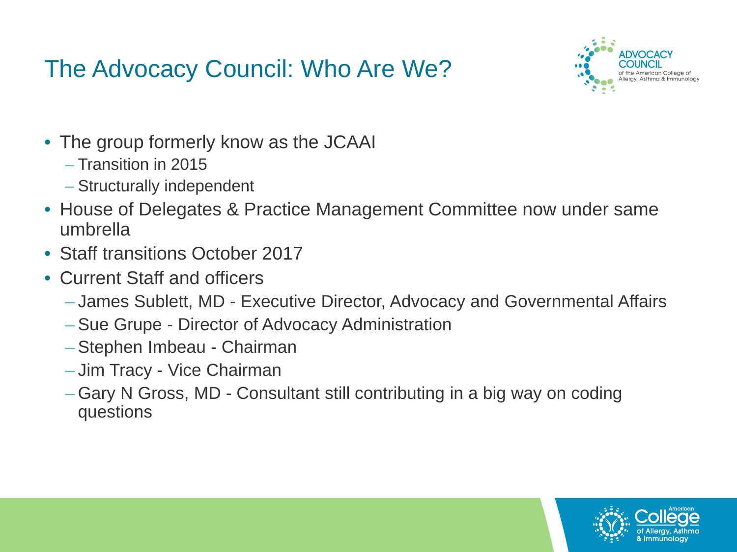# The Advocacy Council: Who Are We?

- The group formerly know as the JCAAI
  - Transition in 2015
  - Structurally independent
- House of Delegates & Practice Management Committee now under same umbrella
- Staff transitions October 2017
- Current Staff and officers
  - James Sublett, MD - Executive Director, Advocacy and Governmental Affairs
  - Sue Grupe - Director of Advocacy Administration
  - Stephen Imbeau - Chairman
  - Jim Tracy - Vice Chairman
  - Gary N Gross, MD - Consultant still contributing in a big way on coding questions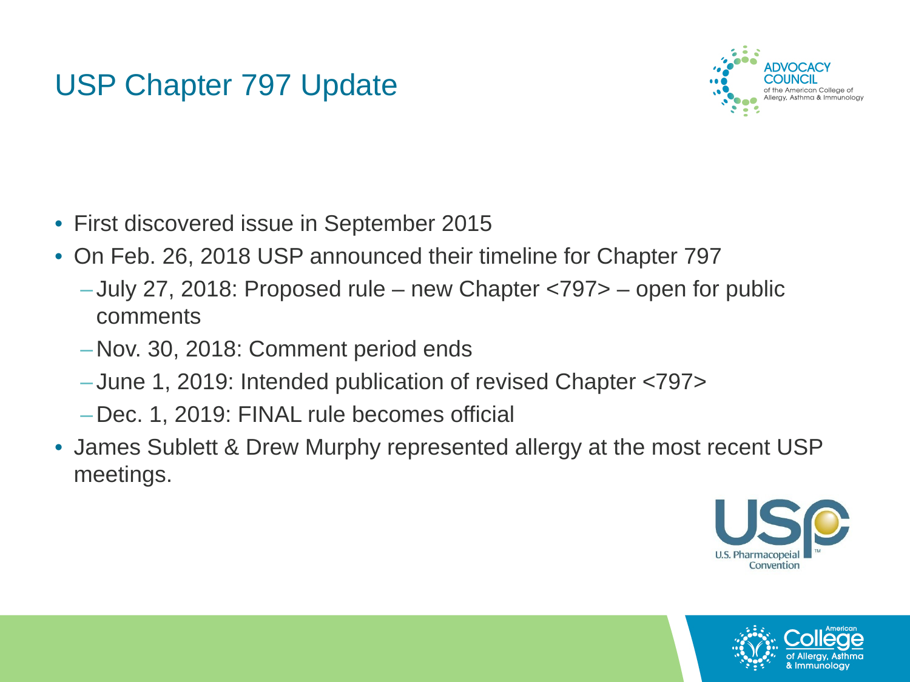# USP Chapter 797 Update

- First discovered issue in September 2015
- On Feb. 26, 2018 USP announced their timeline for Chapter 797
  - July 27, 2018: Proposed rule – new Chapter <797> – open for public comments
  - Nov. 30, 2018: Comment period ends
  - June 1, 2019: Intended publication of revised Chapter <797>
  - Dec. 1, 2019: FINAL rule becomes official
- James Sublett & Drew Murphy represented allergy at the most recent USP meetings.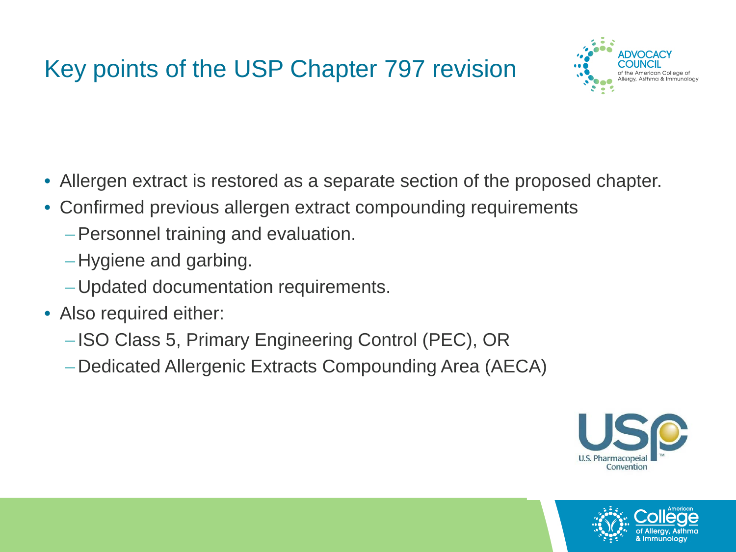# Key points of the USP Chapter 797 revision

- Allergen extract is restored as a separate section of the proposed chapter.
- Confirmed previous allergen extract compounding requirements
  - Personnel training and evaluation.
  - Hygiene and garbing.
  - Updated documentation requirements.
- Also required either:
  - ISO Class 5, Primary Engineering Control (PEC), OR
  - Dedicated Allergenic Extracts Compounding Area (AECA)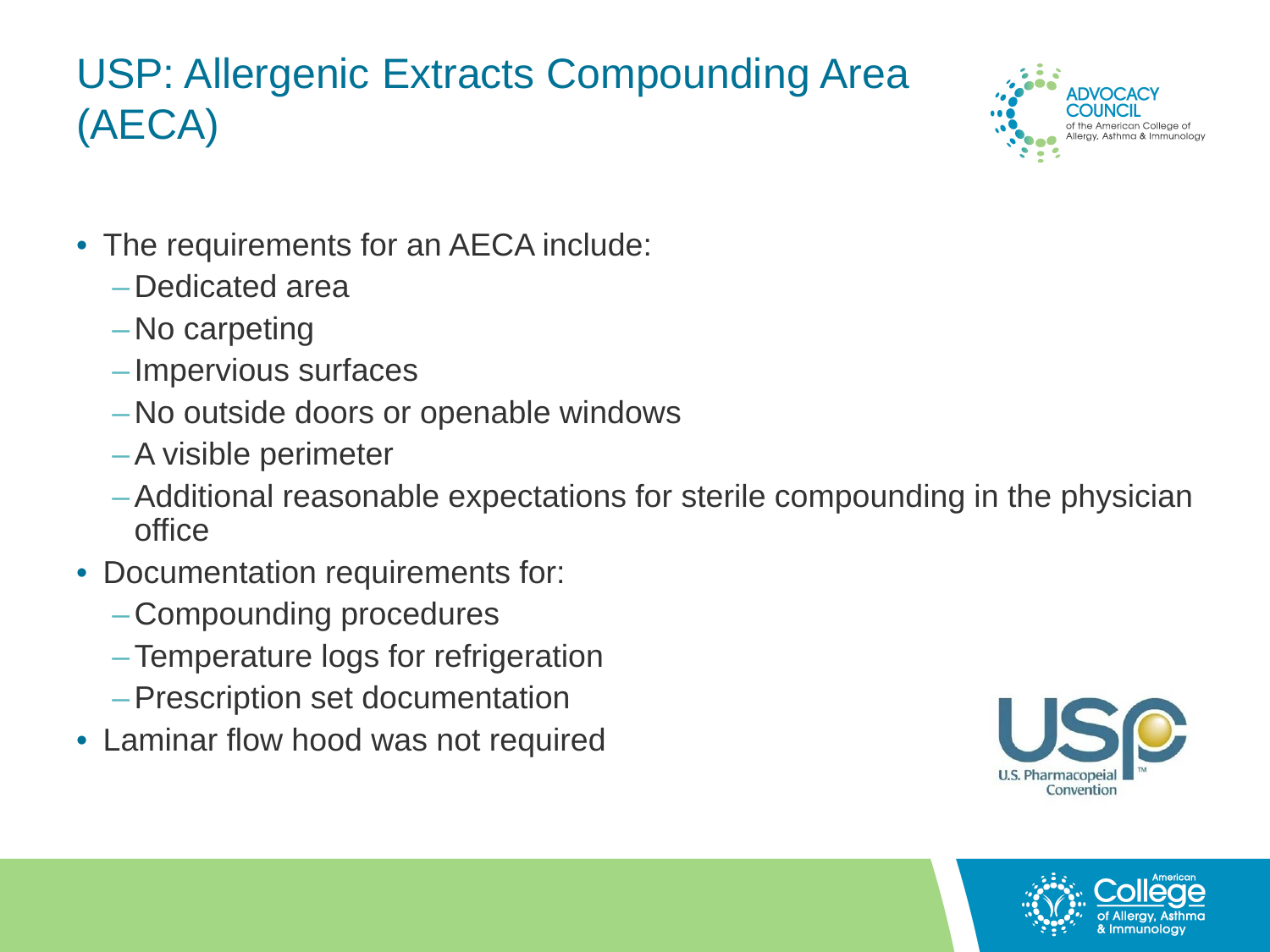# USP: Allergenic Extracts Compounding Area (AECA)

- The requirements for an AECA include:
  - Dedicated area
  - No carpeting
  - Impervious surfaces
  - No outside doors or openable windows
  - A visible perimeter
  - Additional reasonable expectations for sterile compounding in the physician office
- Documentation requirements for:
  - Compounding procedures
  - Temperature logs for refrigeration
  - Prescription set documentation
- Laminar flow hood was not required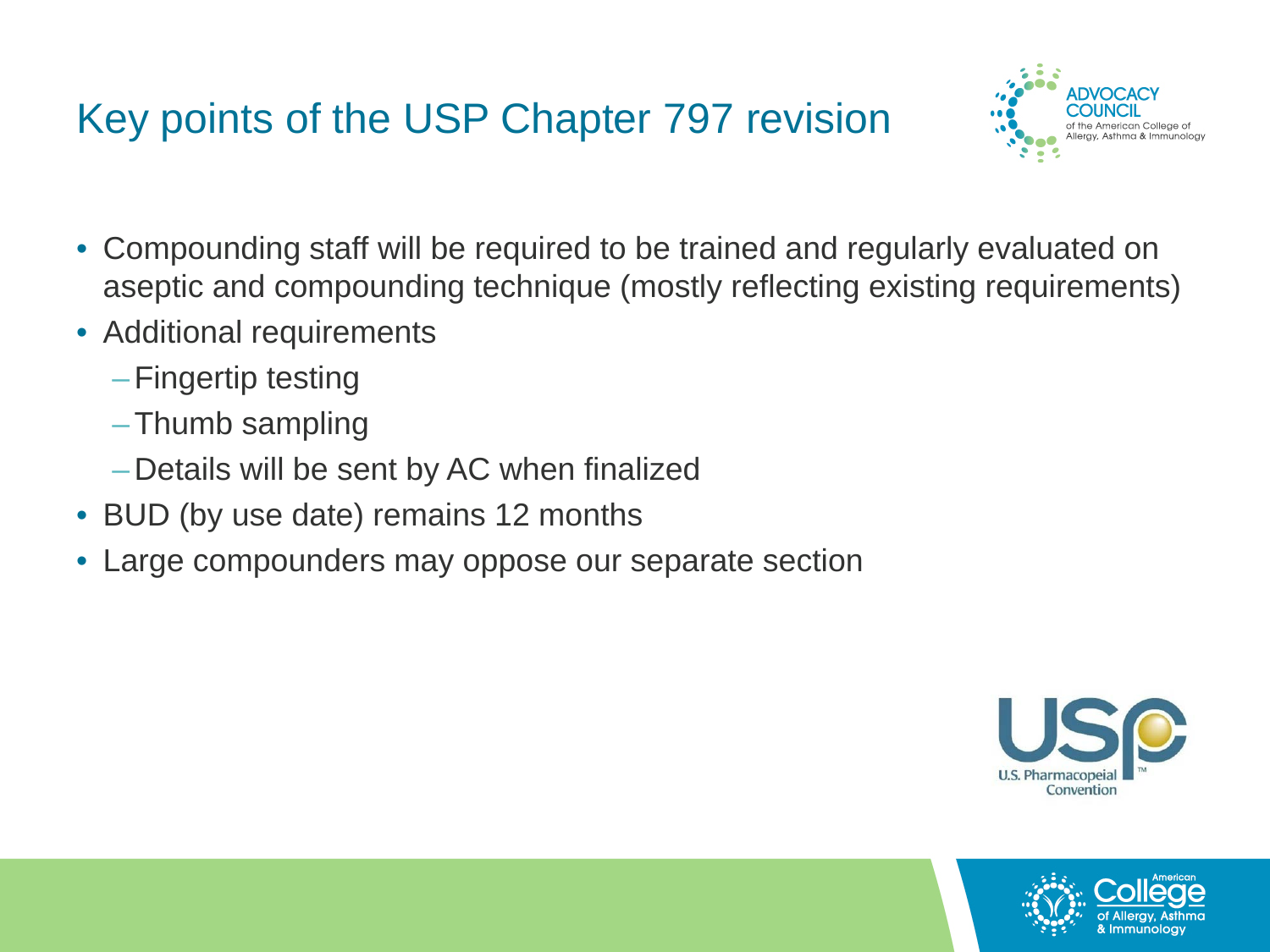# Key points of the USP Chapter 797 revision

- Compounding staff will be required to be trained and regularly evaluated on aseptic and compounding technique (mostly reflecting existing requirements)
- Additional requirements
  - Fingertip testing
  - Thumb sampling
  - Details will be sent by AC when finalized
- BUD (by use date) remains 12 months
- Large compounders may oppose our separate section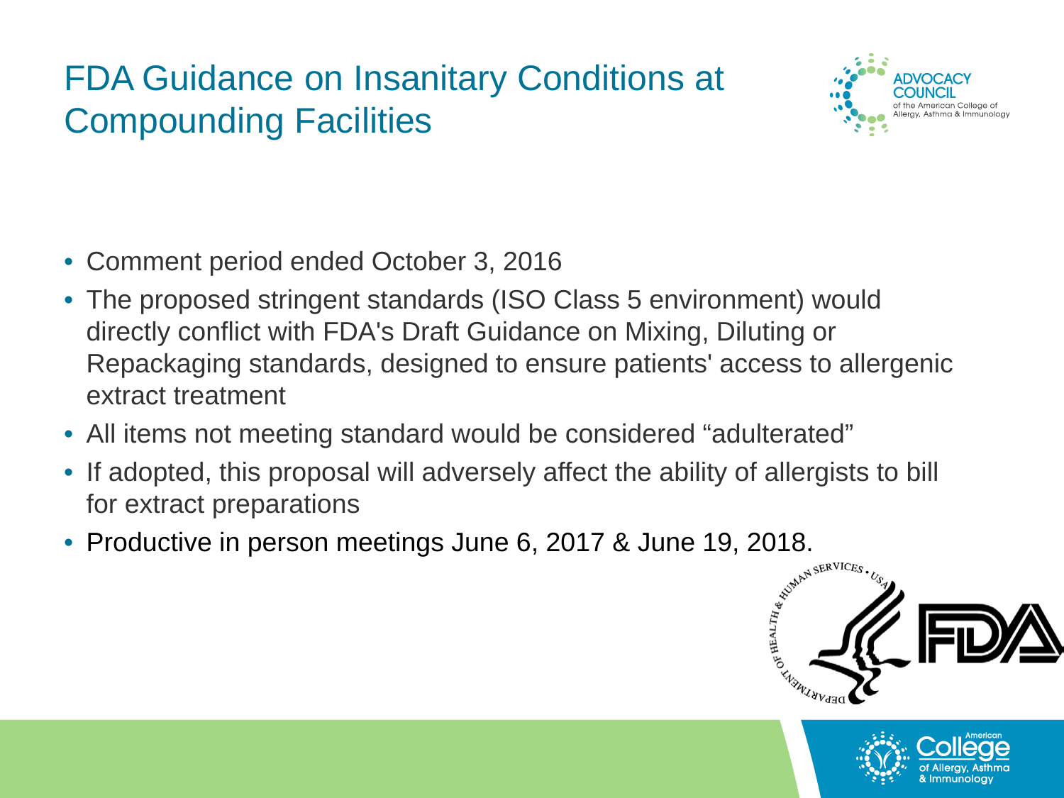# FDA Guidance on Insanitary Conditions at Compounding Facilities

- Comment period ended October 3, 2016
- The proposed stringent standards (ISO Class 5 environment) would directly conflict with FDA's Draft Guidance on Mixing, Diluting or Repackaging standards, designed to ensure patients' access to allergenic extract treatment
- All items not meeting standard would be considered "adulterated"
- If adopted, this proposal will adversely affect the ability of allergists to bill for extract preparations
- Productive in person meetings June 6, 2017 & June 19, 2018.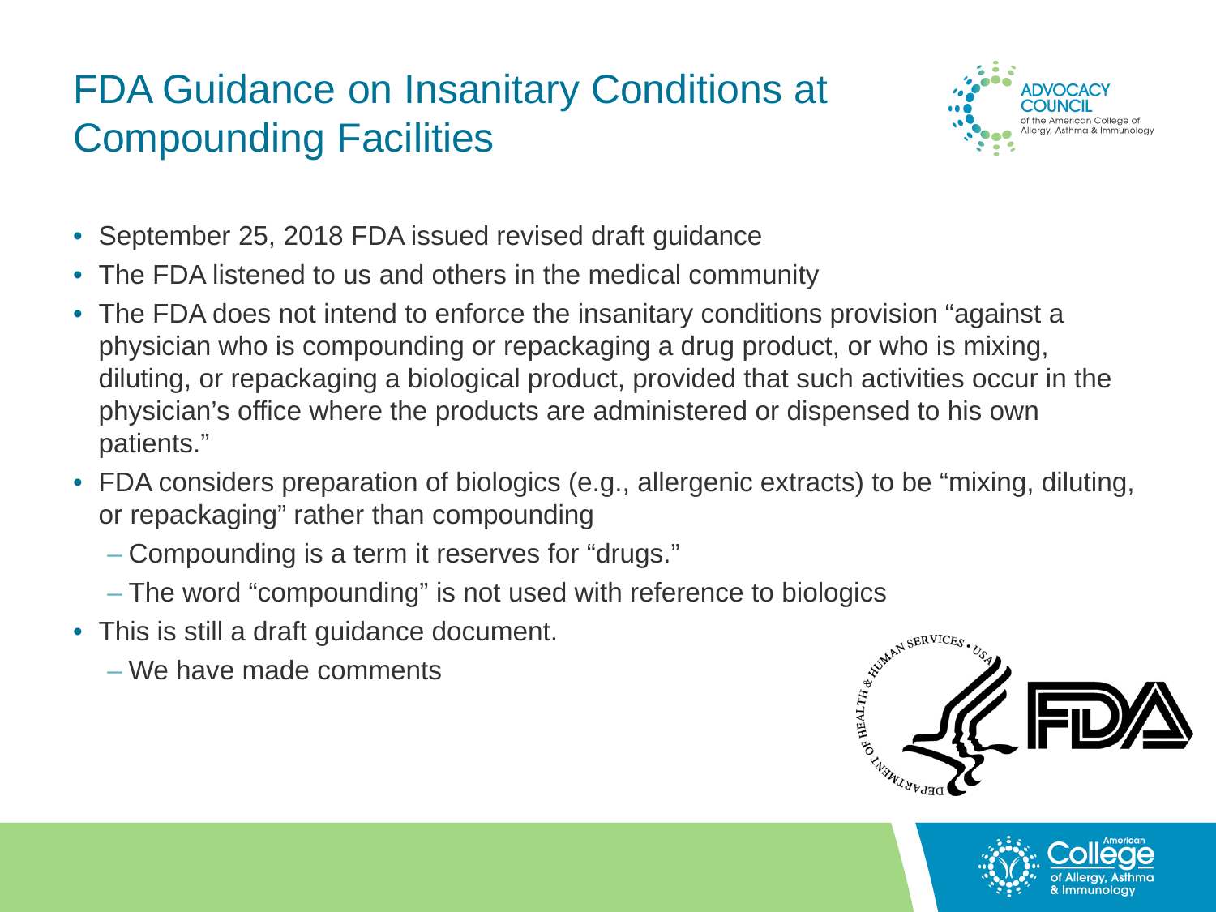# FDA Guidance on Insanitary Conditions at Compounding Facilities

- September 25, 2018 FDA issued revised draft guidance
- The FDA listened to us and others in the medical community
- The FDA does not intend to enforce the insanitary conditions provision "against a physician who is compounding or repackaging a drug product, or who is mixing, diluting, or repackaging a biological product, provided that such activities occur in the physician's office where the products are administered or dispensed to his own patients."
- FDA considers preparation of biologics (e.g., allergenic extracts) to be "mixing, diluting, or repackaging" rather than compounding
  - Compounding is a term it reserves for "drugs."
  - The word "compounding" is not used with reference to biologics
- This is still a draft guidance document.
  - We have made comments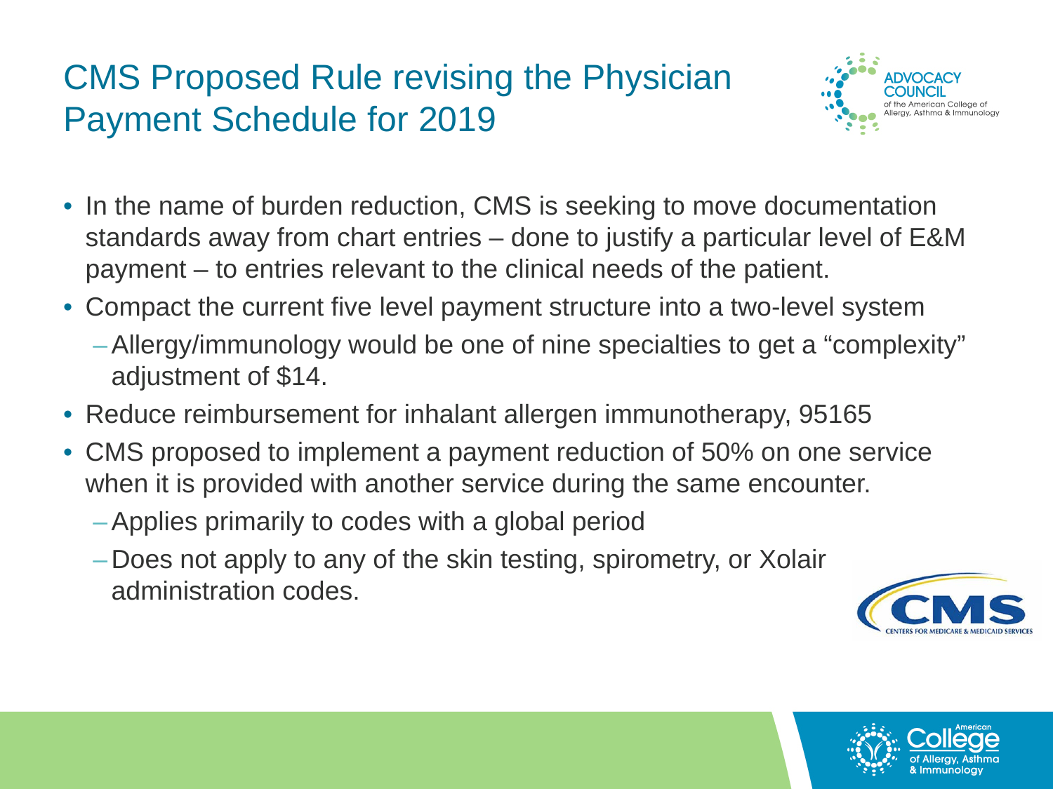# CMS Proposed Rule revising the Physician Payment Schedule for 2019

- In the name of burden reduction, CMS is seeking to move documentation standards away from chart entries – done to justify a particular level of E&M payment – to entries relevant to the clinical needs of the patient.
- Compact the current five level payment structure into a two-level system
  - Allergy/immunology would be one of nine specialties to get a “complexity” adjustment of $14.
- Reduce reimbursement for inhalant allergen immunotherapy, 95165
- CMS proposed to implement a payment reduction of 50% on one service when it is provided with another service during the same encounter.
  - Applies primarily to codes with a global period
  - Does not apply to any of the skin testing, spirometry, or Xolair administration codes.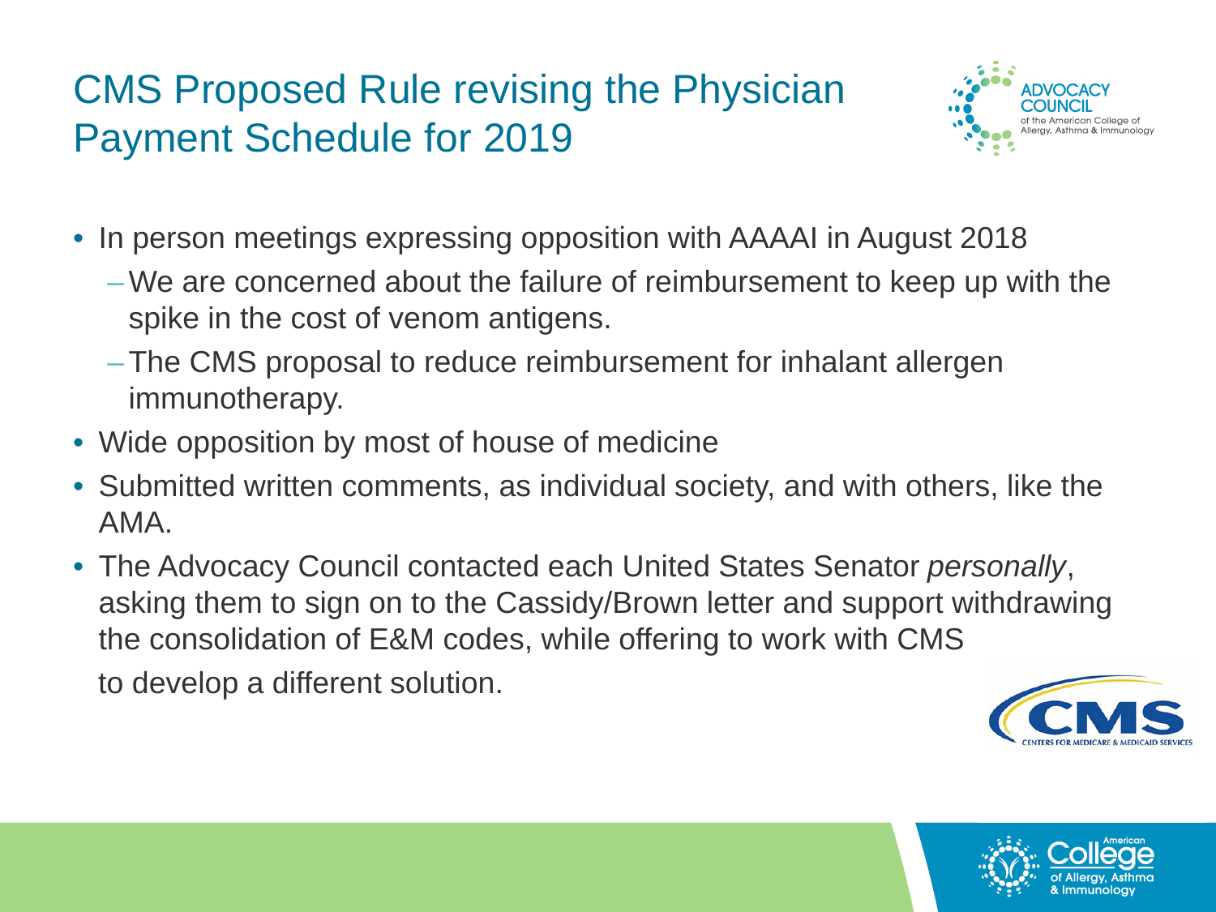# CMS Proposed Rule revising the Physician Payment Schedule for 2019

- In person meetings expressing opposition with AAAAI in August 2018
  - We are concerned about the failure of reimbursement to keep up with the spike in the cost of venom antigens.
  - The CMS proposal to reduce reimbursement for inhalant allergen immunotherapy.
- Wide opposition by most of house of medicine
- Submitted written comments, as individual society, and with others, like the AMA.
- The Advocacy Council contacted each United States Senator *personally*, asking them to sign on to the Cassidy/Brown letter and support withdrawing the consolidation of E&M codes, while offering to work with CMS to develop a different solution.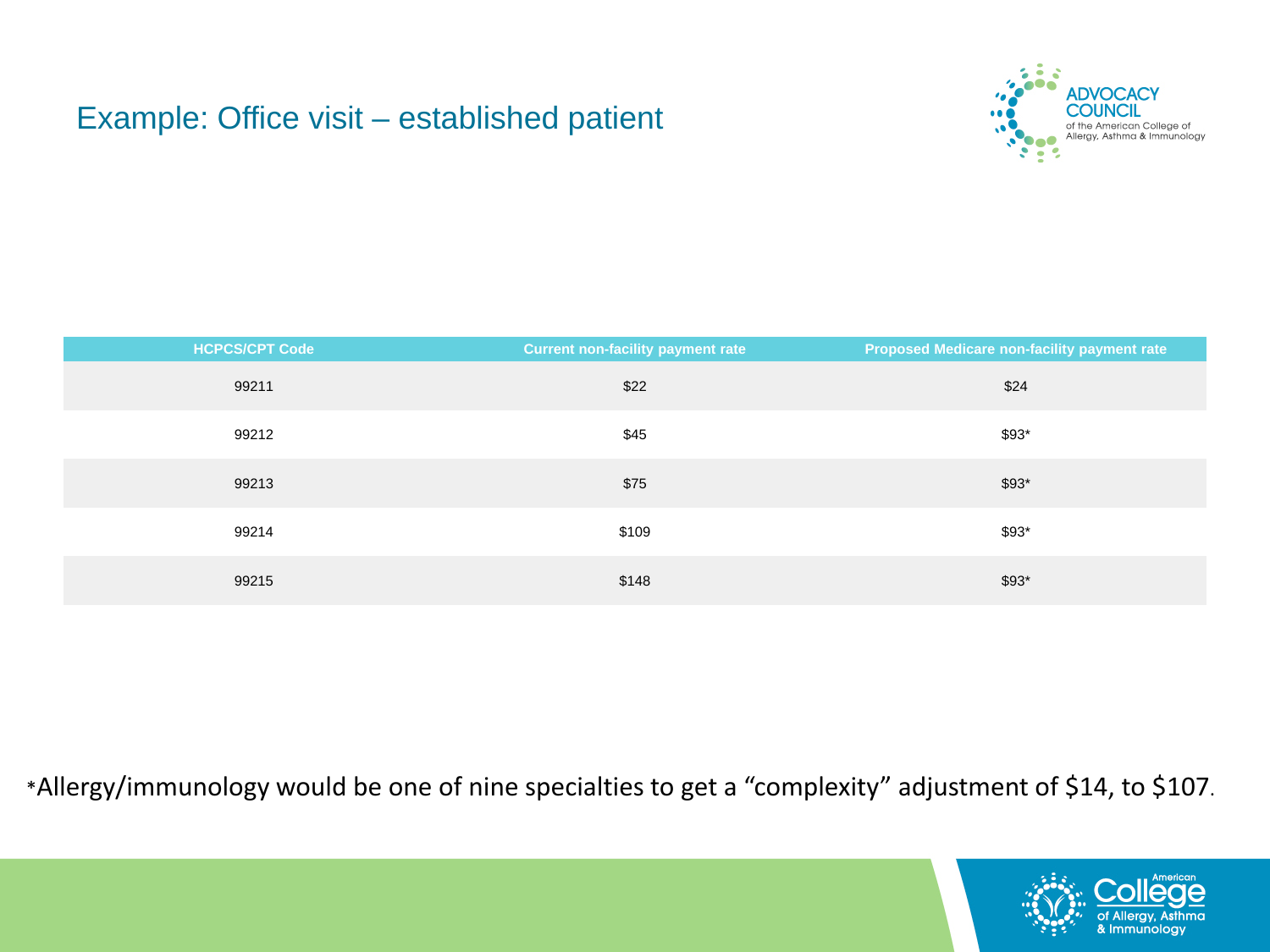# Example: Office visit – established patient

| HCPCS/CPT Code | Current non-facility payment rate | Proposed Medicare non-facility payment rate |
|---|---|---|
| 99211 | $22 | $24 |
| 99212 | $45 | $93* |
| 99213 | $75 | $93* |
| 99214 | $109 | $93* |
| 99215 | $148 | $93* |

*Allergy/immunology would be one of nine specialties to get a "complexity" adjustment of $14, to $107.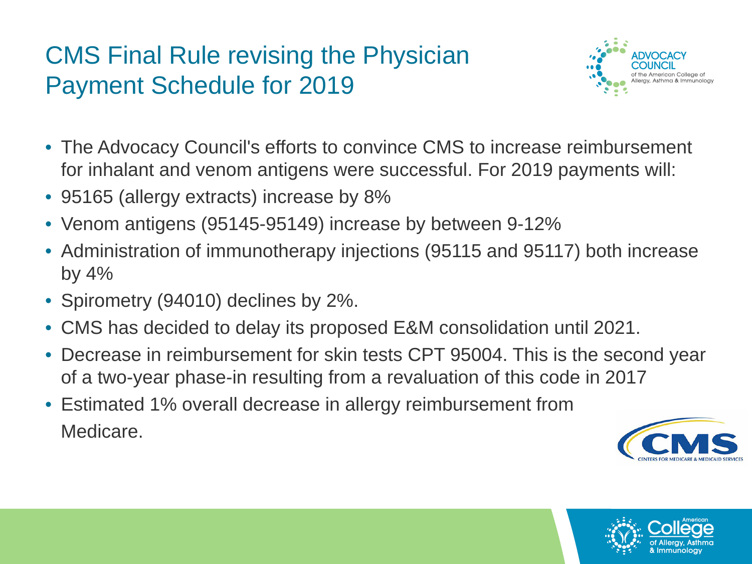# CMS Final Rule revising the Physician Payment Schedule for 2019

- The Advocacy Council's efforts to convince CMS to increase reimbursement for inhalant and venom antigens were successful. For 2019 payments will:
- 95165 (allergy extracts) increase by 8%
- Venom antigens (95145-95149) increase by between 9-12%
- Administration of immunotherapy injections (95115 and 95117) both increase by 4%
- Spirometry (94010) declines by 2%.
- CMS has decided to delay its proposed E&M consolidation until 2021.
- Decrease in reimbursement for skin tests CPT 95004. This is the second year of a two-year phase-in resulting from a revaluation of this code in 2017
- Estimated 1% overall decrease in allergy reimbursement from Medicare.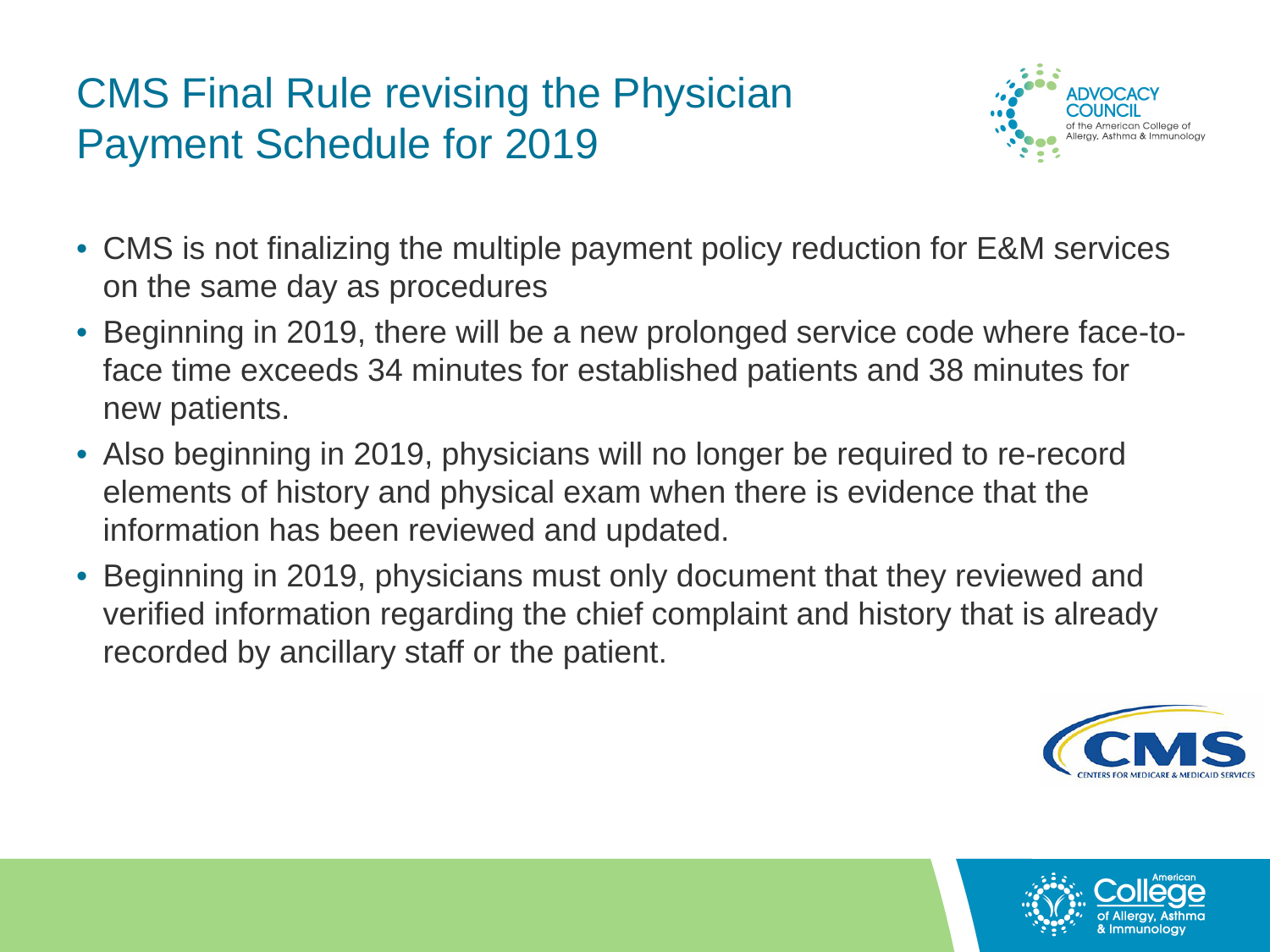# CMS Final Rule revising the Physician Payment Schedule for 2019

- CMS is not finalizing the multiple payment policy reduction for E&M services on the same day as procedures
- Beginning in 2019, there will be a new prolonged service code where face-to-face time exceeds 34 minutes for established patients and 38 minutes for new patients.
- Also beginning in 2019, physicians will no longer be required to re-record elements of history and physical exam when there is evidence that the information has been reviewed and updated.
- Beginning in 2019, physicians must only document that they reviewed and verified information regarding the chief complaint and history that is already recorded by ancillary staff or the patient.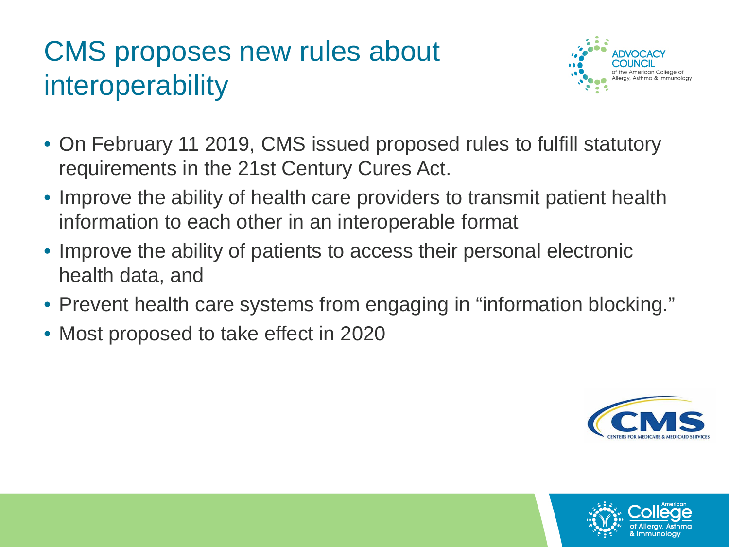# CMS proposes new rules about interoperability

- On February 11 2019, CMS issued proposed rules to fulfill statutory requirements in the 21st Century Cures Act.
- Improve the ability of health care providers to transmit patient health information to each other in an interoperable format
- Improve the ability of patients to access their personal electronic health data, and
- Prevent health care systems from engaging in "information blocking."
- Most proposed to take effect in 2020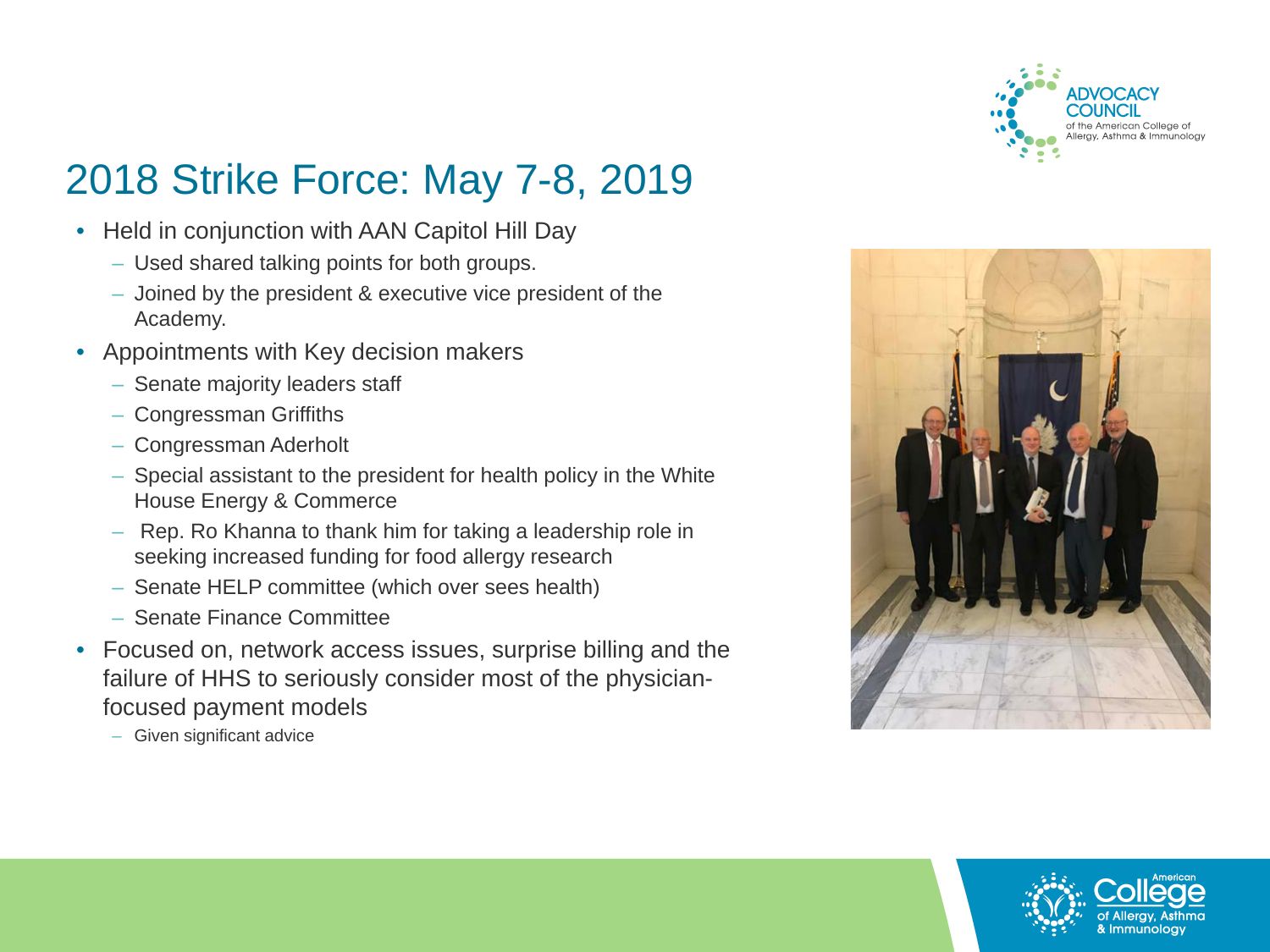# 2018 Strike Force: May 7-8, 2019

- Held in conjunction with AAN Capitol Hill Day
  - Used shared talking points for both groups.
  - Joined by the president & executive vice president of the Academy.
- Appointments with Key decision makers
  - Senate majority leaders staff
  - Congressman Griffiths
  - Congressman Aderholt
  - Special assistant to the president for health policy in the White House Energy & Commerce
  - Rep. Ro Khanna to thank him for taking a leadership role in seeking increased funding for food allergy research
  - Senate HELP committee (which over sees health)
  - Senate Finance Committee
- Focused on, network access issues, surprise billing and the failure of HHS to seriously consider most of the physician-focused payment models
  - Given significant advice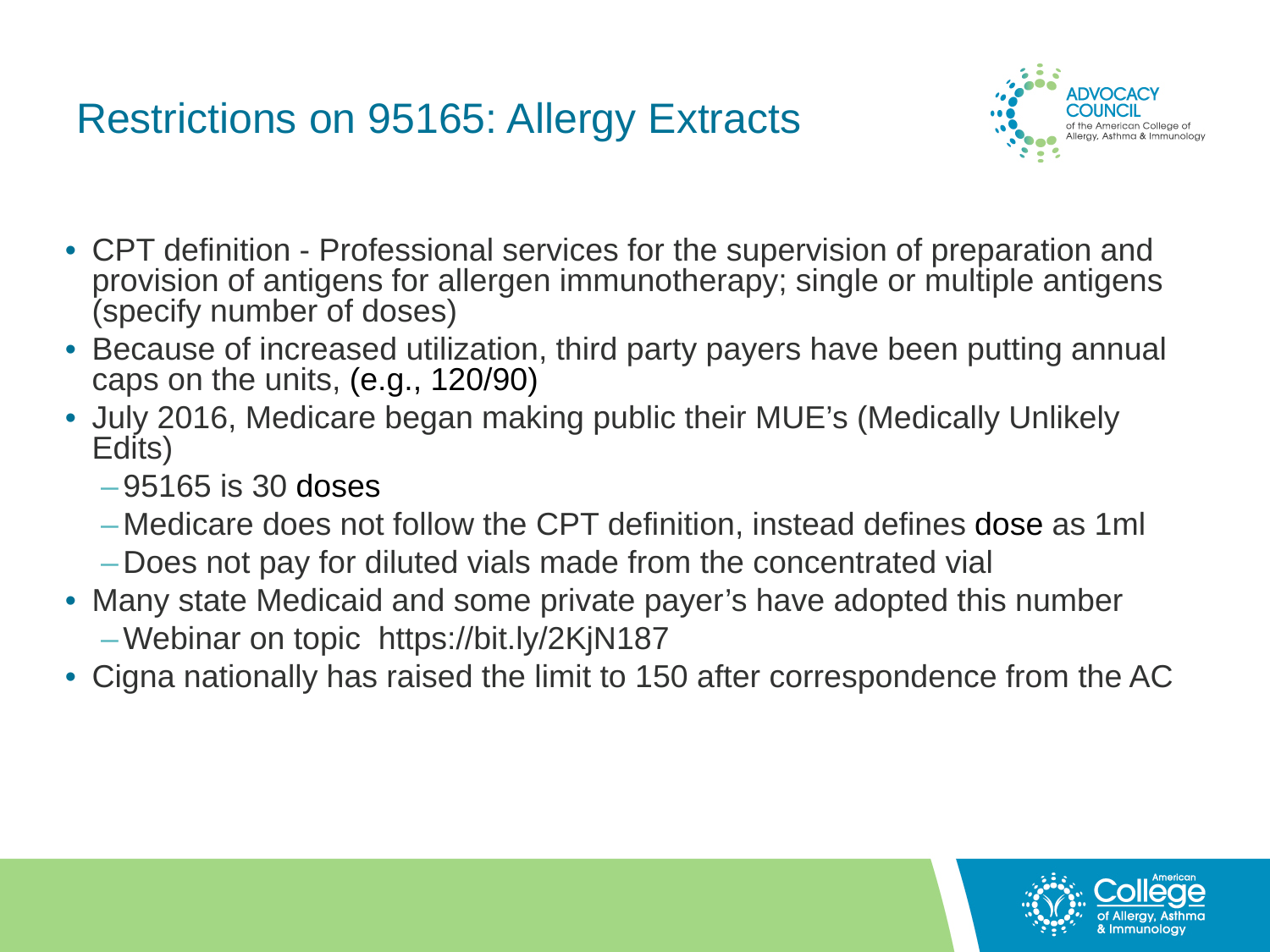# Restrictions on 95165: Allergy Extracts

- CPT definition - Professional services for the supervision of preparation and provision of antigens for allergen immunotherapy; single or multiple antigens (specify number of doses)
- Because of increased utilization, third party payers have been putting annual caps on the units, (e.g., 120/90)
- July 2016, Medicare began making public their MUE's (Medically Unlikely Edits)
  - 95165 is 30 doses
  - Medicare does not follow the CPT definition, instead defines dose as 1ml
  - Does not pay for diluted vials made from the concentrated vial
- Many state Medicaid and some private payer's have adopted this number
  - Webinar on topic https://bit.ly/2KjN187
- Cigna nationally has raised the limit to 150 after correspondence from the AC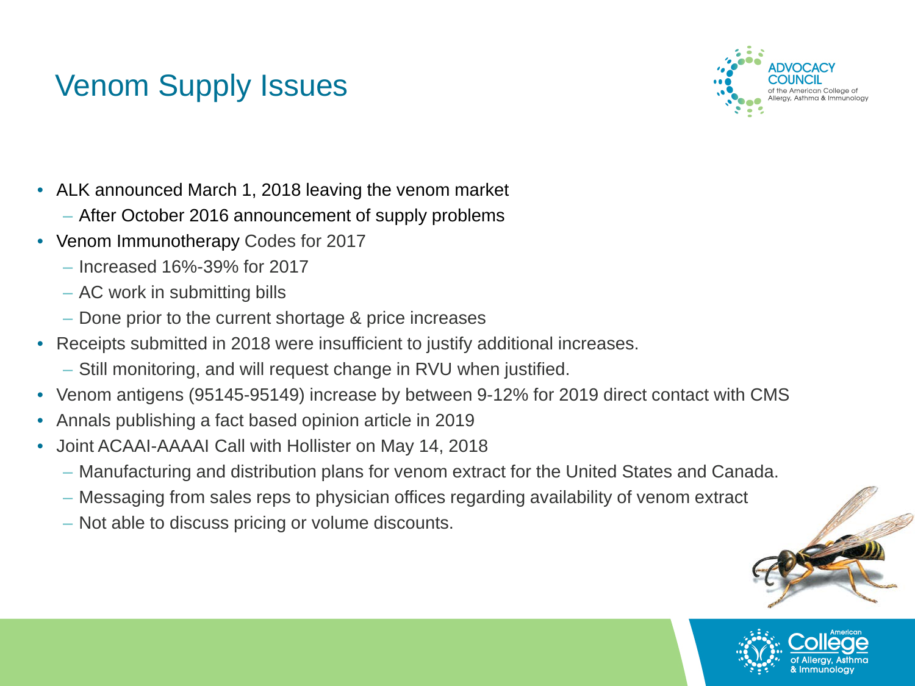# Venom Supply Issues

- ALK announced March 1, 2018 leaving the venom market
  - After October 2016 announcement of supply problems
- Venom Immunotherapy Codes for 2017
  - Increased 16%-39% for 2017
  - AC work in submitting bills
  - Done prior to the current shortage & price increases
- Receipts submitted in 2018 were insufficient to justify additional increases.
  - Still monitoring, and will request change in RVU when justified.
- Venom antigens (95145-95149) increase by between 9-12% for 2019 direct contact with CMS
- Annals publishing a fact based opinion article in 2019
- Joint ACAAI-AAAAI Call with Hollister on May 14, 2018
  - Manufacturing and distribution plans for venom extract for the United States and Canada.
  - Messaging from sales reps to physician offices regarding availability of venom extract
  - Not able to discuss pricing or volume discounts.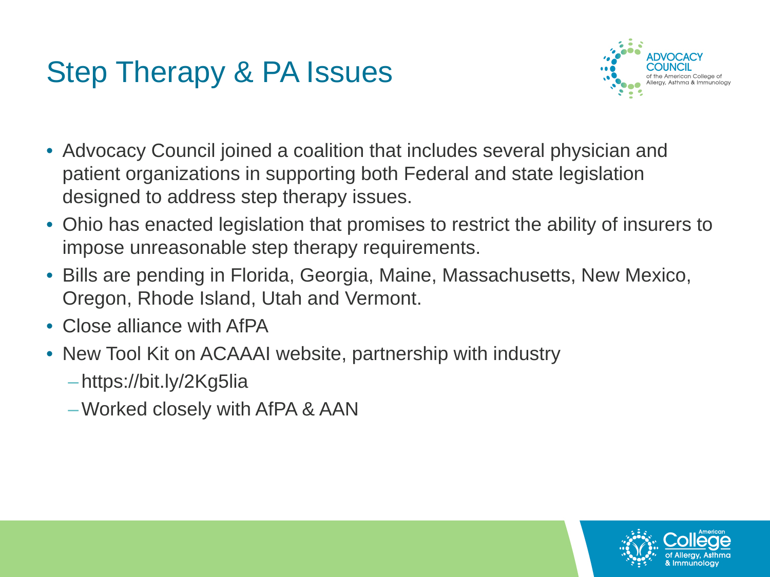# Step Therapy & PA Issues

- Advocacy Council joined a coalition that includes several physician and patient organizations in supporting both Federal and state legislation designed to address step therapy issues.
- Ohio has enacted legislation that promises to restrict the ability of insurers to impose unreasonable step therapy requirements.
- Bills are pending in Florida, Georgia, Maine, Massachusetts, New Mexico, Oregon, Rhode Island, Utah and Vermont.
- Close alliance with AfPA
- New Tool Kit on ACAAAI website, partnership with industry
  - https://bit.ly/2Kg5lia
  - Worked closely with AfPA & AAN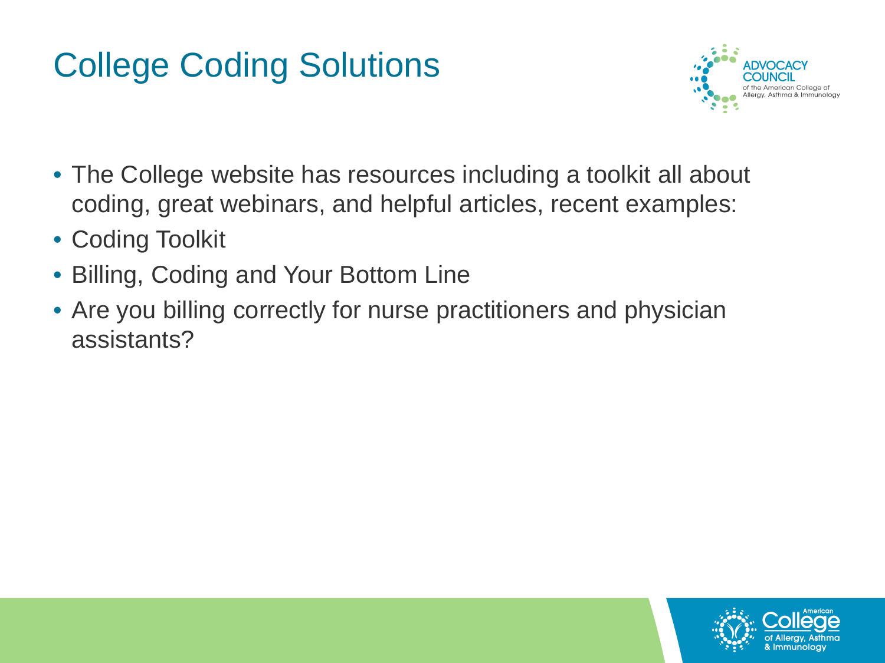# College Coding Solutions

- The College website has resources including a toolkit all about coding, great webinars, and helpful articles, recent examples:
- Coding Toolkit
- Billing, Coding and Your Bottom Line
- Are you billing correctly for nurse practitioners and physician assistants?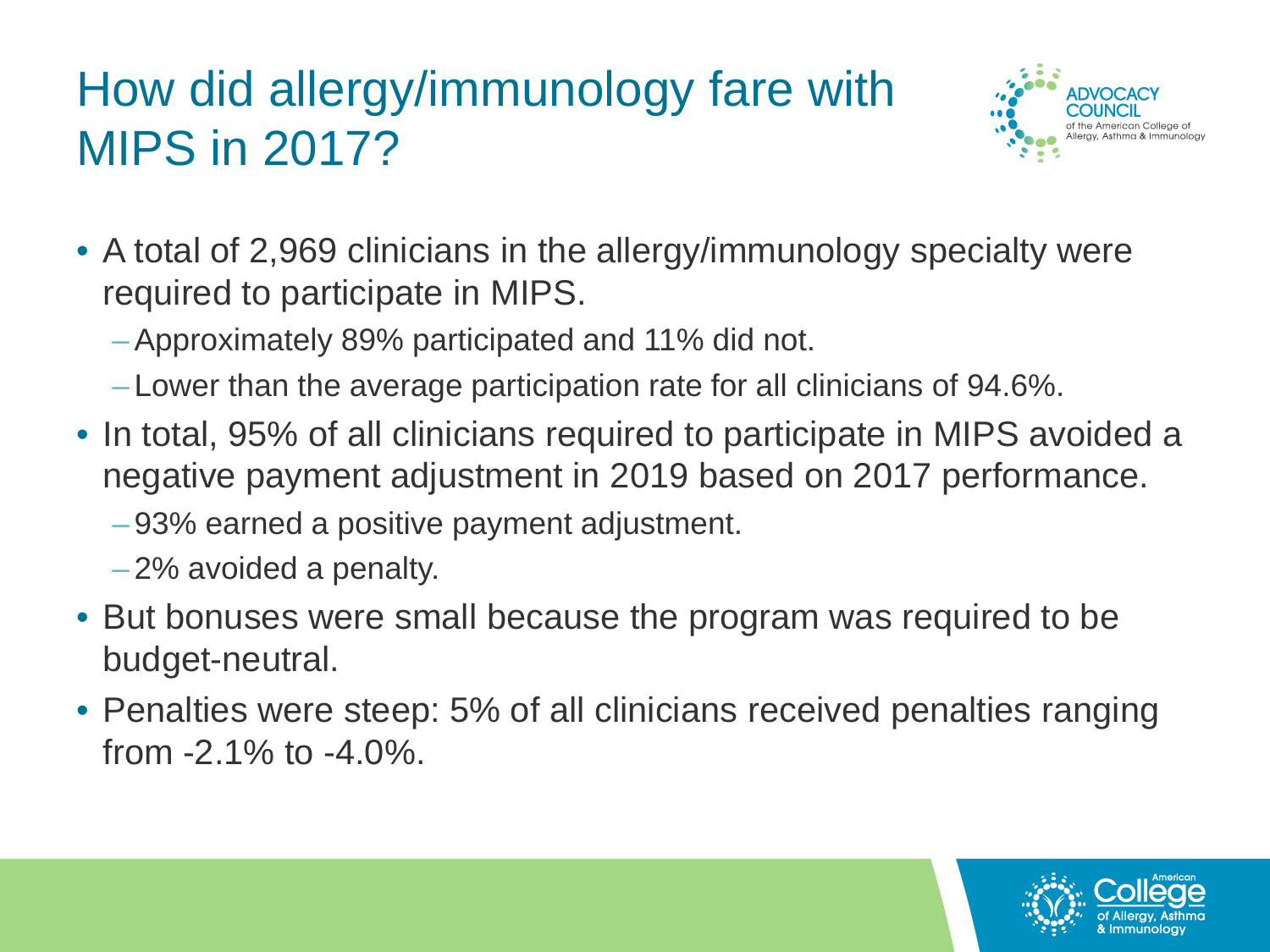# How did allergy/immunology fare with MIPS in 2017?

- A total of 2,969 clinicians in the allergy/immunology specialty were required to participate in MIPS.
  - Approximately 89% participated and 11% did not.
  - Lower than the average participation rate for all clinicians of 94.6%.
- In total, 95% of all clinicians required to participate in MIPS avoided a negative payment adjustment in 2019 based on 2017 performance.
  - 93% earned a positive payment adjustment.
  - 2% avoided a penalty.
- But bonuses were small because the program was required to be budget-neutral.
- Penalties were steep: 5% of all clinicians received penalties ranging from -2.1% to -4.0%.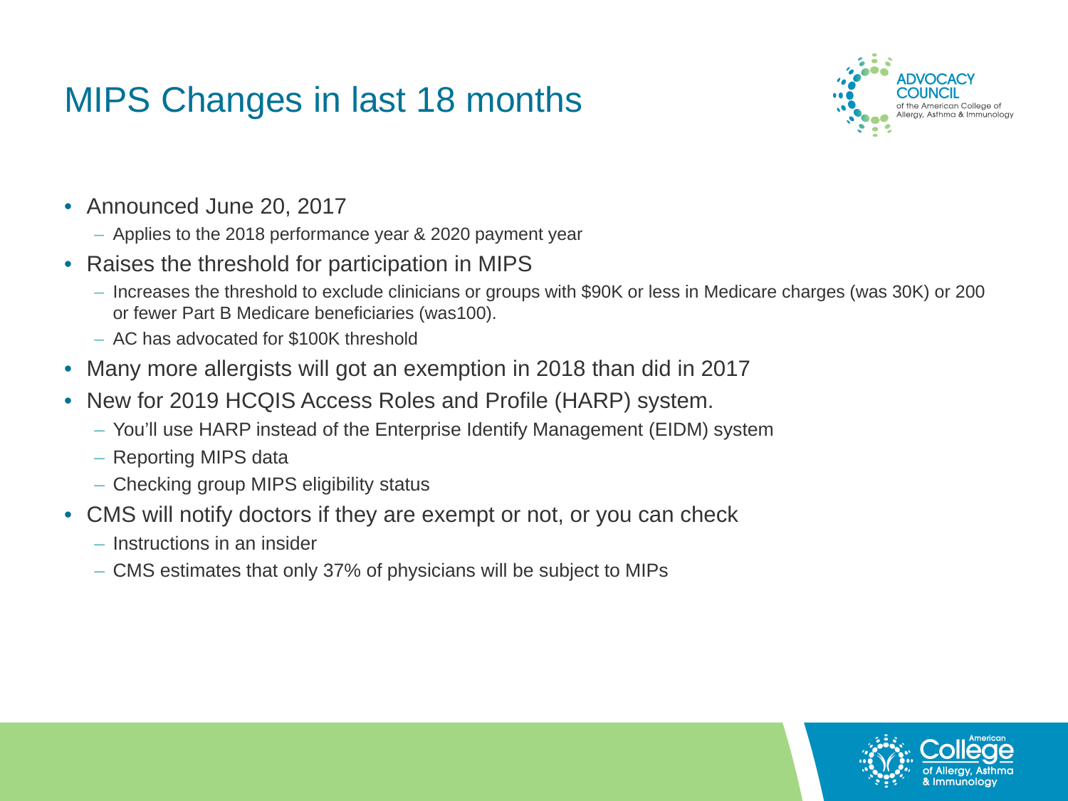# MIPS Changes in last 18 months

- Announced June 20, 2017
  - Applies to the 2018 performance year & 2020 payment year
- Raises the threshold for participation in MIPS
  - Increases the threshold to exclude clinicians or groups with $90K or less in Medicare charges (was 30K) or 200 or fewer Part B Medicare beneficiaries (was100).
  - AC has advocated for $100K threshold
- Many more allergists will got an exemption in 2018 than did in 2017
- New for 2019 HCQIS Access Roles and Profile (HARP) system.
  - You'll use HARP instead of the Enterprise Identify Management (EIDM) system
  - Reporting MIPS data
  - Checking group MIPS eligibility status
- CMS will notify doctors if they are exempt or not, or you can check
  - Instructions in an insider
  - CMS estimates that only 37% of physicians will be subject to MIPs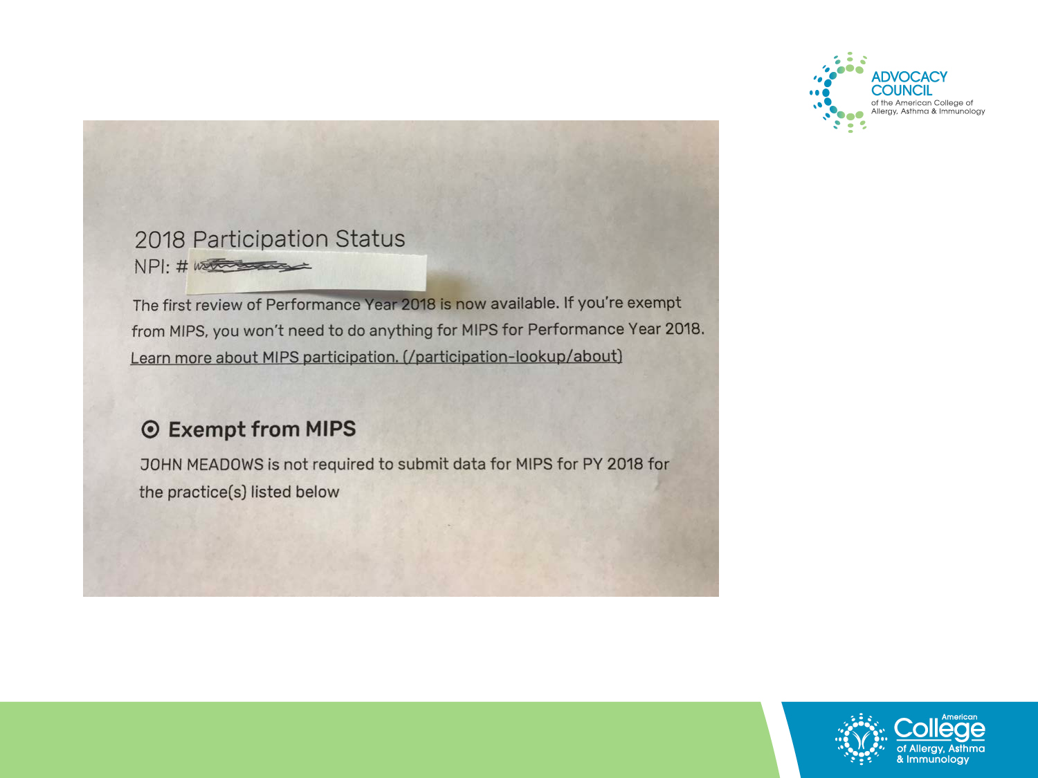## 2018 Participation Status

NPI: # [redacted]

The first review of Performance Year 2018 is now available. If you're exempt from MIPS, you won't need to do anything for MIPS for Performance Year 2018. Learn more about MIPS participation. (/participation-lookup/about)

### ⊙ Exempt from MIPS

JOHN MEADOWS is not required to submit data for MIPS for PY 2018 for the practice(s) listed below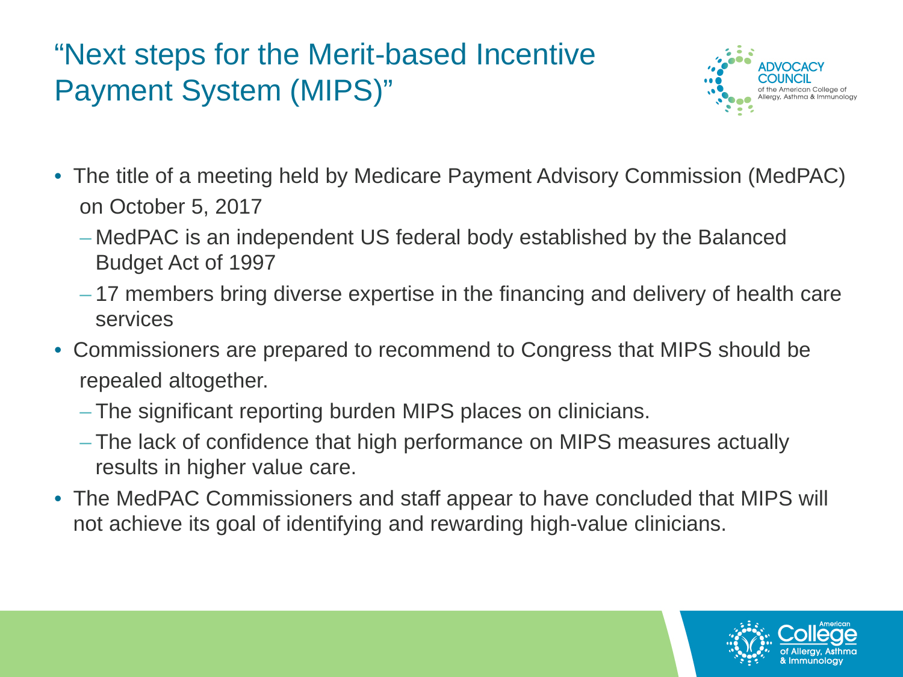# "Next steps for the Merit-based Incentive Payment System (MIPS)"

- The title of a meeting held by Medicare Payment Advisory Commission (MedPAC) on October 5, 2017
  - MedPAC is an independent US federal body established by the Balanced Budget Act of 1997
  - 17 members bring diverse expertise in the financing and delivery of health care services
- Commissioners are prepared to recommend to Congress that MIPS should be repealed altogether.
  - The significant reporting burden MIPS places on clinicians.
  - The lack of confidence that high performance on MIPS measures actually results in higher value care.
- The MedPAC Commissioners and staff appear to have concluded that MIPS will not achieve its goal of identifying and rewarding high-value clinicians.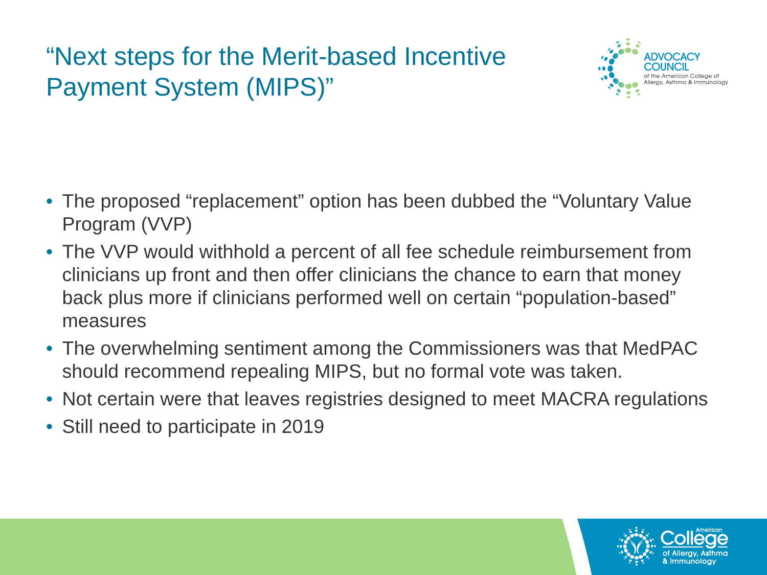# "Next steps for the Merit-based Incentive Payment System (MIPS)"

- The proposed "replacement" option has been dubbed the "Voluntary Value Program (VVP)
- The VVP would withhold a percent of all fee schedule reimbursement from clinicians up front and then offer clinicians the chance to earn that money back plus more if clinicians performed well on certain "population-based" measures
- The overwhelming sentiment among the Commissioners was that MedPAC should recommend repealing MIPS, but no formal vote was taken.
- Not certain were that leaves registries designed to meet MACRA regulations
- Still need to participate in 2019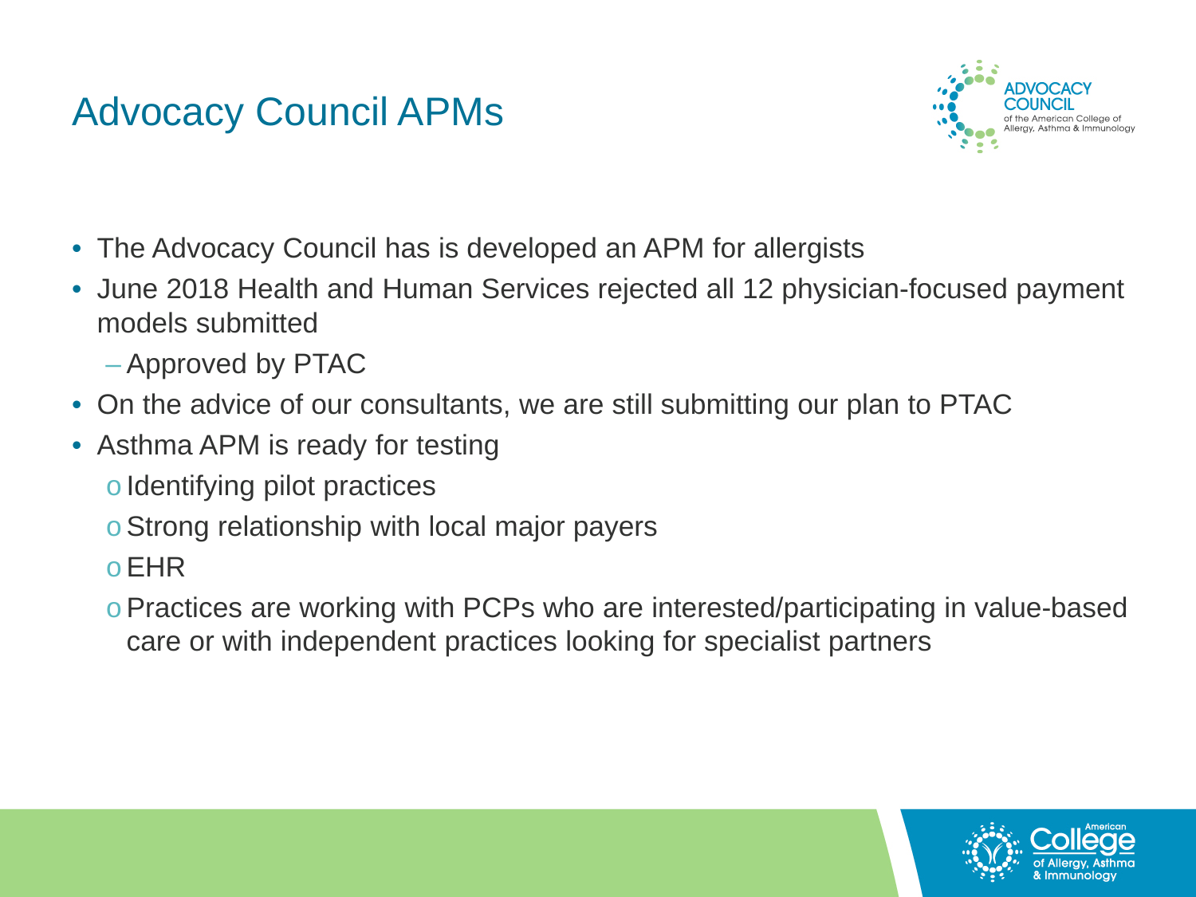# Advocacy Council APMs

- The Advocacy Council has is developed an APM for allergists
- June 2018 Health and Human Services rejected all 12 physician-focused payment models submitted
  - Approved by PTAC
- On the advice of our consultants, we are still submitting our plan to PTAC
- Asthma APM is ready for testing
  - Identifying pilot practices
  - Strong relationship with local major payers
  - EHR
  - Practices are working with PCPs who are interested/participating in value-based care or with independent practices looking for specialist partners